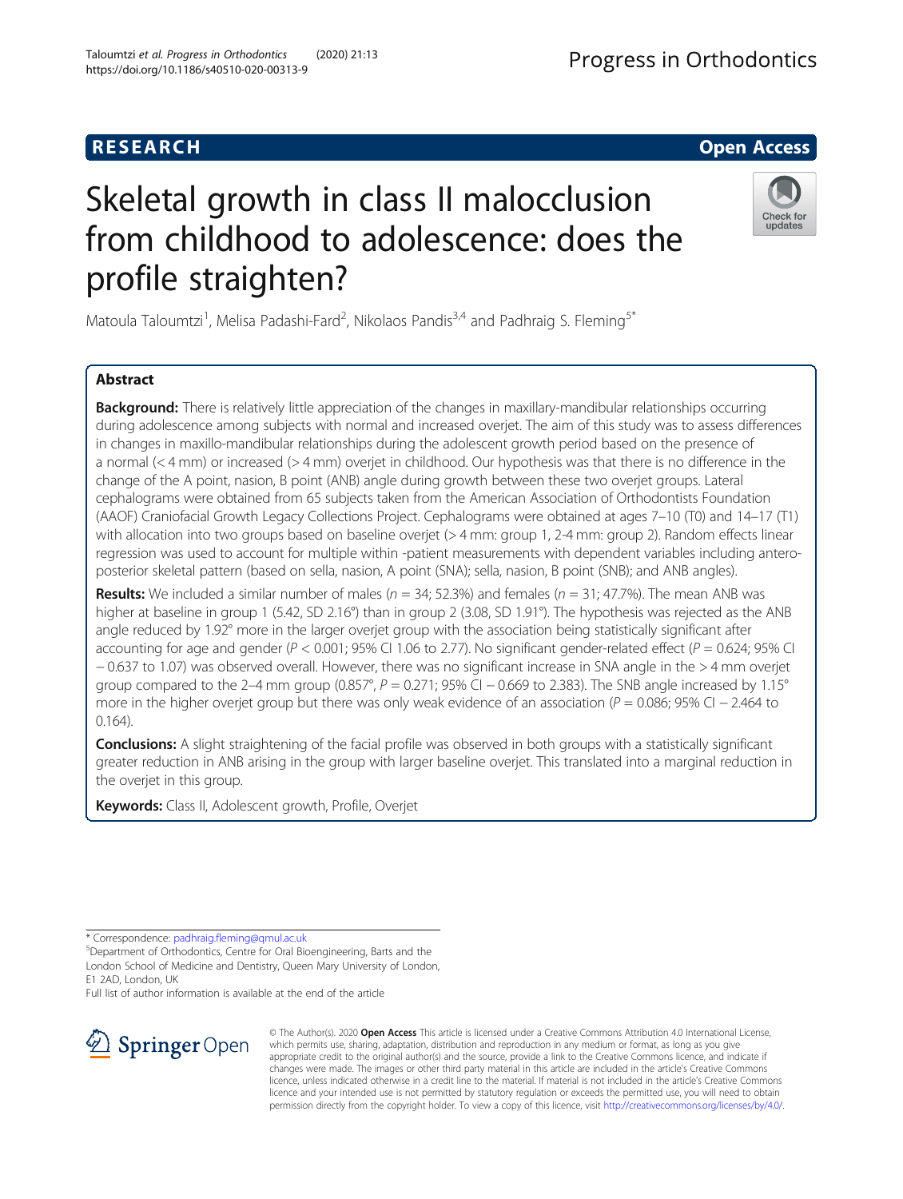RESEARCH Open Access

# Skeletal growth in class II malocclusion from childhood to adolescence: does the profile straighten?

Matoula Taloumtzi[1], Melisa Padashi-Fard[2], Nikolaos Pandis[3,4] and Padhraig S. Fleming[5*]

## Abstract

**Background:** There is relatively little appreciation of the changes in maxillary-mandibular relationships occurring during adolescence among subjects with normal and increased overjet. The aim of this study was to assess differences in changes in maxillo-mandibular relationships during the adolescent growth period based on the presence of a normal (< 4 mm) or increased (> 4 mm) overjet in childhood. Our hypothesis was that there is no difference in the change of the A point, nasion, B point (ANB) angle during growth between these two overjet groups. Lateral cephalograms were obtained from 65 subjects taken from the American Association of Orthodontists Foundation (AAOF) Craniofacial Growth Legacy Collections Project. Cephalograms were obtained at ages 7–10 (T0) and 14–17 (T1) with allocation into two groups based on baseline overjet (> 4 mm: group 1, 2-4 mm: group 2). Random effects linear regression was used to account for multiple within -patient measurements with dependent variables including antero-posterior skeletal pattern (based on sella, nasion, A point (SNA); sella, nasion, B point (SNB); and ANB angles).

**Results:** We included a similar number of males ($n = 34$; 52.3%) and females ($n = 31$; 47.7%). The mean ANB was higher at baseline in group 1 (5.42, SD 2.16°) than in group 2 (3.08, SD 1.91°). The hypothesis was rejected as the ANB angle reduced by 1.92° more in the larger overjet group with the association being statistically significant after accounting for age and gender ($P < 0.001$; 95% CI 1.06 to 2.77). No significant gender-related effect ($P = 0.624$; 95% CI − 0.637 to 1.07) was observed overall. However, there was no significant increase in SNA angle in the > 4 mm overjet group compared to the 2–4 mm group (0.857°, $P = 0.271$; 95% CI − 0.669 to 2.383). The SNB angle increased by 1.15° more in the higher overjet group but there was only weak evidence of an association ($P = 0.086$; 95% CI − 2.464 to 0.164).

**Conclusions:** A slight straightening of the facial profile was observed in both groups with a statistically significant greater reduction in ANB arising in the group with larger baseline overjet. This translated into a marginal reduction in the overjet in this group.

**Keywords:** Class II, Adolescent growth, Profile, Overjet

---

* Correspondence: padhraig.fleming@qmul.ac.uk

[5]Department of Orthodontics, Centre for Oral Bioengineering, Barts and the London School of Medicine and Dentistry, Queen Mary University of London, E1 2AD, London, UK

Full list of author information is available at the end of the article

© The Author(s). 2020 **Open Access** This article is licensed under a Creative Commons Attribution 4.0 International License, which permits use, sharing, adaptation, distribution and reproduction in any medium or format, as long as you give appropriate credit to the original author(s) and the source, provide a link to the Creative Commons licence, and indicate if changes were made. The images or other third party material in this article are included in the article's Creative Commons licence, unless indicated otherwise in a credit line to the material. If material is not included in the article's Creative Commons licence and your intended use is not permitted by statutory regulation or exceeds the permitted use, you will need to obtain permission directly from the copyright holder. To view a copy of this licence, visit http://creativecommons.org/licenses/by/4.0/.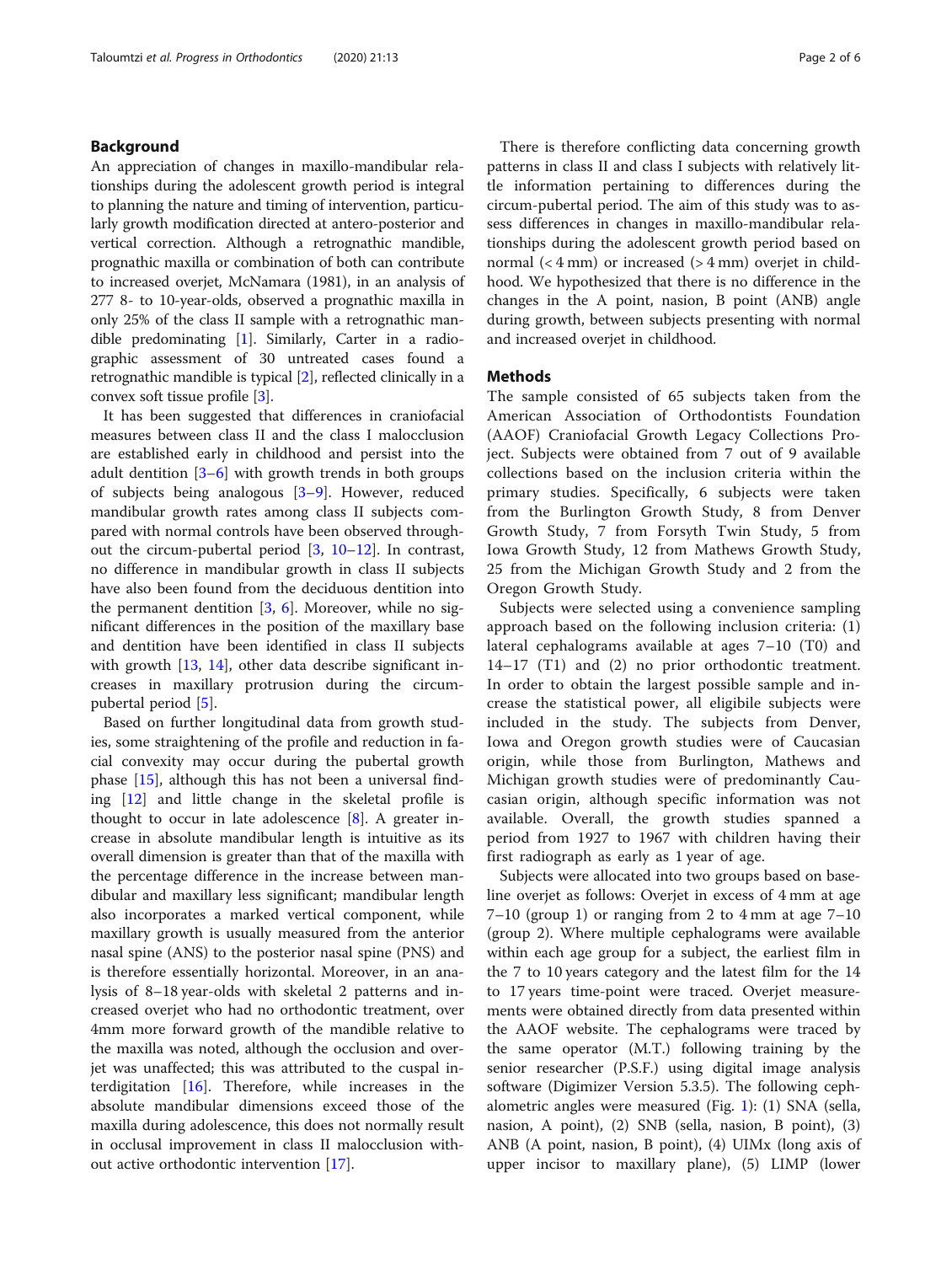## Background

An appreciation of changes in maxillo-mandibular relationships during the adolescent growth period is integral to planning the nature and timing of intervention, particularly growth modification directed at antero-posterior and vertical correction. Although a retrognathic mandible, prognathic maxilla or combination of both can contribute to increased overjet, McNamara (1981), in an analysis of 277 8- to 10-year-olds, observed a prognathic maxilla in only 25% of the class II sample with a retrognathic mandible predominating [1]. Similarly, Carter in a radiographic assessment of 30 untreated cases found a retrognathic mandible is typical [2], reflected clinically in a convex soft tissue profile [3].

It has been suggested that differences in craniofacial measures between class II and the class I malocclusion are established early in childhood and persist into the adult dentition [3–6] with growth trends in both groups of subjects being analogous [3–9]. However, reduced mandibular growth rates among class II subjects compared with normal controls have been observed throughout the circum-pubertal period [3, 10–12]. In contrast, no difference in mandibular growth in class II subjects have also been found from the deciduous dentition into the permanent dentition [3, 6]. Moreover, while no significant differences in the position of the maxillary base and dentition have been identified in class II subjects with growth [13, 14], other data describe significant increases in maxillary protrusion during the circum-pubertal period [5].

Based on further longitudinal data from growth studies, some straightening of the profile and reduction in facial convexity may occur during the pubertal growth phase [15], although this has not been a universal finding [12] and little change in the skeletal profile is thought to occur in late adolescence [8]. A greater increase in absolute mandibular length is intuitive as its overall dimension is greater than that of the maxilla with the percentage difference in the increase between mandibular and maxillary less significant; mandibular length also incorporates a marked vertical component, while maxillary growth is usually measured from the anterior nasal spine (ANS) to the posterior nasal spine (PNS) and is therefore essentially horizontal. Moreover, in an analysis of 8–18 year-olds with skeletal 2 patterns and increased overjet who had no orthodontic treatment, over 4mm more forward growth of the mandible relative to the maxilla was noted, although the occlusion and overjet was unaffected; this was attributed to the cuspal interdigitation [16]. Therefore, while increases in the absolute mandibular dimensions exceed those of the maxilla during adolescence, this does not normally result in occlusal improvement in class II malocclusion without active orthodontic intervention [17].

There is therefore conflicting data concerning growth patterns in class II and class I subjects with relatively little information pertaining to differences during the circum-pubertal period. The aim of this study was to assess differences in changes in maxillo-mandibular relationships during the adolescent growth period based on normal (< 4 mm) or increased (> 4 mm) overjet in childhood. We hypothesized that there is no difference in the changes in the A point, nasion, B point (ANB) angle during growth, between subjects presenting with normal and increased overjet in childhood.

## Methods

The sample consisted of 65 subjects taken from the American Association of Orthodontists Foundation (AAOF) Craniofacial Growth Legacy Collections Project. Subjects were obtained from 7 out of 9 available collections based on the inclusion criteria within the primary studies. Specifically, 6 subjects were taken from the Burlington Growth Study, 8 from Denver Growth Study, 7 from Forsyth Twin Study, 5 from Iowa Growth Study, 12 from Mathews Growth Study, 25 from the Michigan Growth Study and 2 from the Oregon Growth Study.

Subjects were selected using a convenience sampling approach based on the following inclusion criteria: (1) lateral cephalograms available at ages 7–10 (T0) and 14–17 (T1) and (2) no prior orthodontic treatment. In order to obtain the largest possible sample and increase the statistical power, all eligibile subjects were included in the study. The subjects from Denver, Iowa and Oregon growth studies were of Caucasian origin, while those from Burlington, Mathews and Michigan growth studies were of predominantly Caucasian origin, although specific information was not available. Overall, the growth studies spanned a period from 1927 to 1967 with children having their first radiograph as early as 1 year of age.

Subjects were allocated into two groups based on baseline overjet as follows: Overjet in excess of 4 mm at age 7–10 (group 1) or ranging from 2 to 4 mm at age 7–10 (group 2). Where multiple cephalograms were available within each age group for a subject, the earliest film in the 7 to 10 years category and the latest film for the 14 to 17 years time-point were traced. Overjet measurements were obtained directly from data presented within the AAOF website. The cephalograms were traced by the same operator (M.T.) following training by the senior researcher (P.S.F.) using digital image analysis software (Digimizer Version 5.3.5). The following cephalometric angles were measured (Fig. 1): (1) SNA (sella, nasion, A point), (2) SNB (sella, nasion, B point), (3) ANB (A point, nasion, B point), (4) UIMx (long axis of upper incisor to maxillary plane), (5) LIMP (lower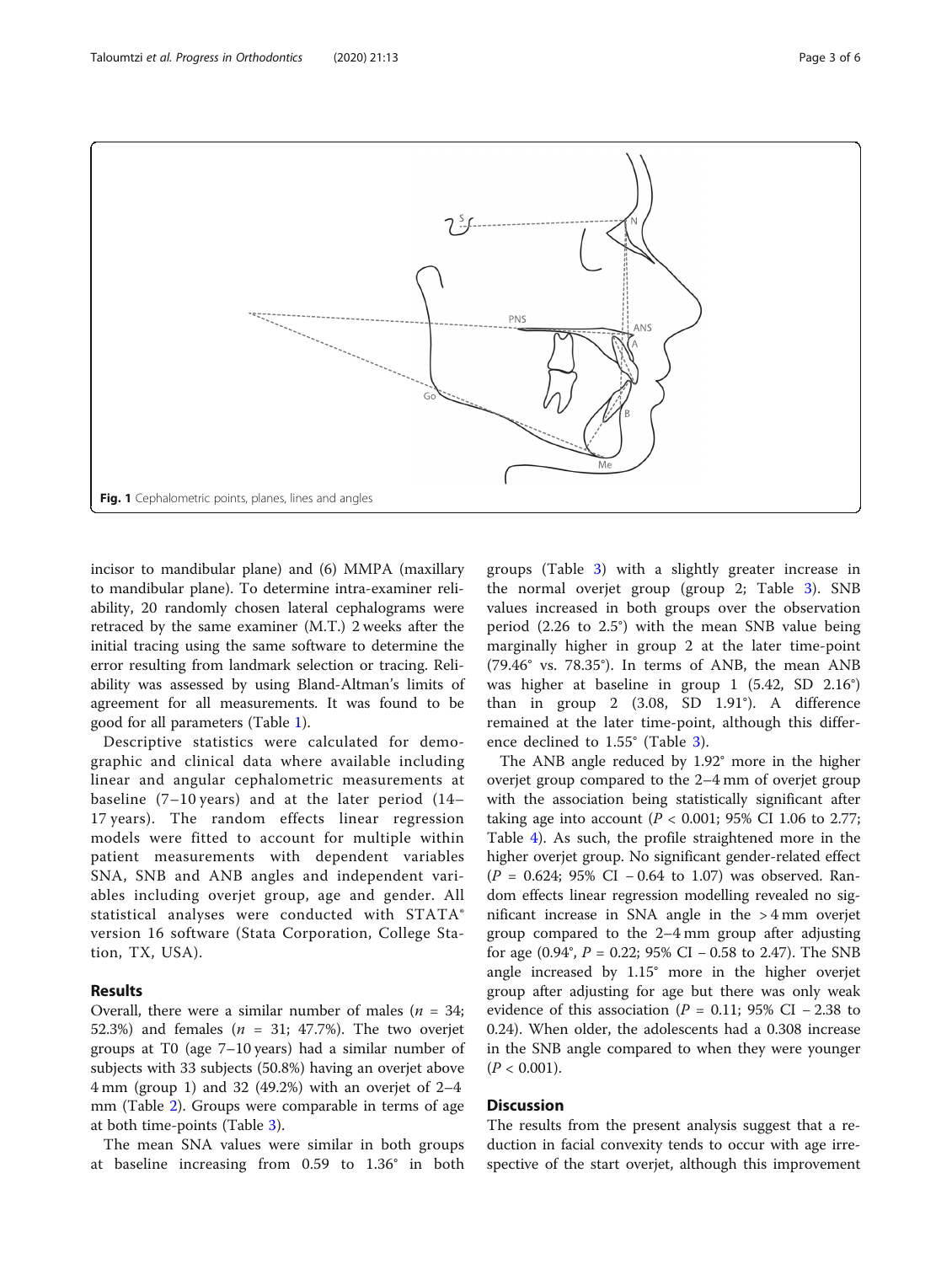Fig. 1 Cephalometric points, planes, lines and angles

incisor to mandibular plane) and (6) MMPA (maxillary to mandibular plane). To determine intra-examiner reliability, 20 randomly chosen lateral cephalograms were retraced by the same examiner (M.T.) 2 weeks after the initial tracing using the same software to determine the error resulting from landmark selection or tracing. Reliability was assessed by using Bland-Altman's limits of agreement for all measurements. It was found to be good for all parameters (Table 1).

Descriptive statistics were calculated for demographic and clinical data where available including linear and angular cephalometric measurements at baseline (7–10 years) and at the later period (14–17 years). The random effects linear regression models were fitted to account for multiple within patient measurements with dependent variables SNA, SNB and ANB angles and independent variables including overjet group, age and gender. All statistical analyses were conducted with STATA® version 16 software (Stata Corporation, College Station, TX, USA).

## Results

Overall, there were a similar number of males ($n$ = 34; 52.3%) and females ($n$ = 31; 47.7%). The two overjet groups at T0 (age 7–10 years) had a similar number of subjects with 33 subjects (50.8%) having an overjet above 4 mm (group 1) and 32 (49.2%) with an overjet of 2–4 mm (Table 2). Groups were comparable in terms of age at both time-points (Table 3).

The mean SNA values were similar in both groups at baseline increasing from 0.59 to 1.36° in both groups (Table 3) with a slightly greater increase in the normal overjet group (group 2; Table 3). SNB values increased in both groups over the observation period (2.26 to 2.5°) with the mean SNB value being marginally higher in group 2 at the later time-point (79.46° vs. 78.35°). In terms of ANB, the mean ANB was higher at baseline in group 1 (5.42, SD 2.16°) than in group 2 (3.08, SD 1.91°). A difference remained at the later time-point, although this difference declined to 1.55° (Table 3).

The ANB angle reduced by 1.92° more in the higher overjet group compared to the 2–4 mm of overjet group with the association being statistically significant after taking age into account ($P$ < 0.001; 95% CI 1.06 to 2.77; Table 4). As such, the profile straightened more in the higher overjet group. No significant gender-related effect ($P$ = 0.624; 95% CI − 0.64 to 1.07) was observed. Random effects linear regression modelling revealed no significant increase in SNA angle in the > 4 mm overjet group compared to the 2–4 mm group after adjusting for age (0.94°, $P$ = 0.22; 95% CI − 0.58 to 2.47). The SNB angle increased by 1.15° more in the higher overjet group after adjusting for age but there was only weak evidence of this association ($P$ = 0.11; 95% CI − 2.38 to 0.24). When older, the adolescents had a 0.308 increase in the SNB angle compared to when they were younger ($P$ < 0.001).

## Discussion

The results from the present analysis suggest that a reduction in facial convexity tends to occur with age irrespective of the start overjet, although this improvement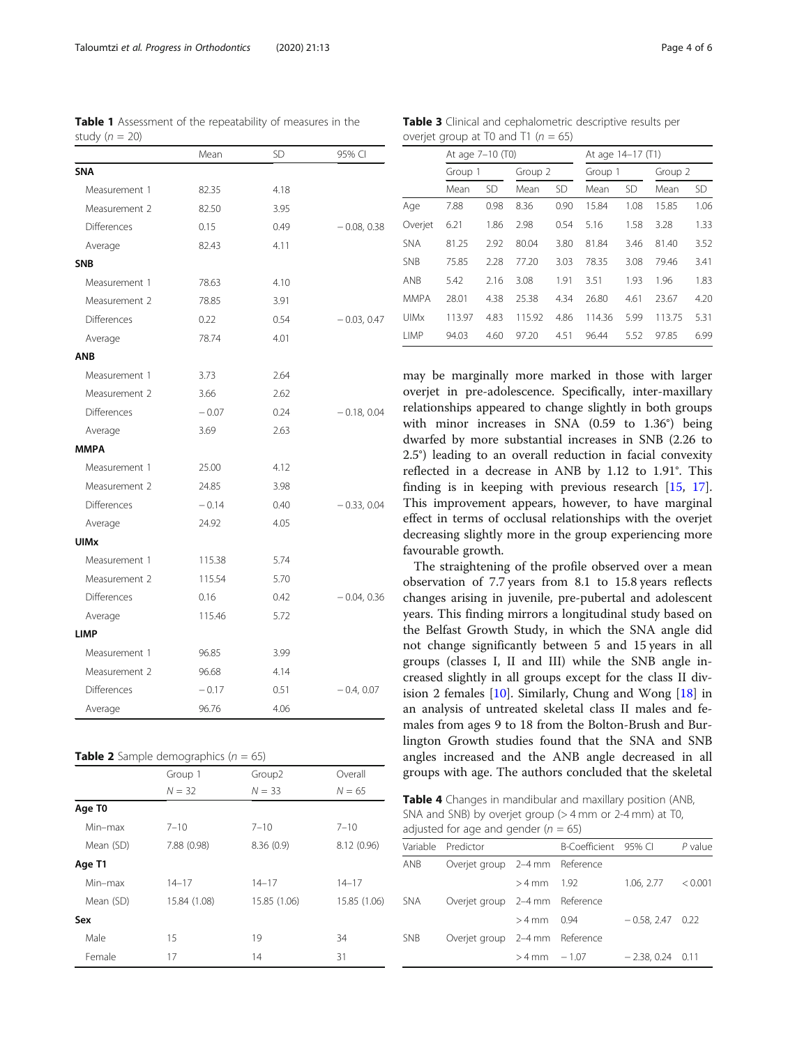**Table 1** Assessment of the repeatability of measures in the study ($n$ = 20)

| | Mean | SD | 95% CI |
|---|---|---|---|
| **SNA** | | | |
| Measurement 1 | 82.35 | 4.18 | |
| Measurement 2 | 82.50 | 3.95 | |
| Differences | 0.15 | 0.49 | − 0.08, 0.38 |
| Average | 82.43 | 4.11 | |
| **SNB** | | | |
| Measurement 1 | 78.63 | 4.10 | |
| Measurement 2 | 78.85 | 3.91 | |
| Differences | 0.22 | 0.54 | − 0.03, 0.47 |
| Average | 78.74 | 4.01 | |
| **ANB** | | | |
| Measurement 1 | 3.73 | 2.64 | |
| Measurement 2 | 3.66 | 2.62 | |
| Differences | − 0.07 | 0.24 | − 0.18, 0.04 |
| Average | 3.69 | 2.63 | |
| **MMPA** | | | |
| Measurement 1 | 25.00 | 4.12 | |
| Measurement 2 | 24.85 | 3.98 | |
| Differences | − 0.14 | 0.40 | − 0.33, 0.04 |
| Average | 24.92 | 4.05 | |
| **UIMx** | | | |
| Measurement 1 | 115.38 | 5.74 | |
| Measurement 2 | 115.54 | 5.70 | |
| Differences | 0.16 | 0.42 | − 0.04, 0.36 |
| Average | 115.46 | 5.72 | |
| **LIMP** | | | |
| Measurement 1 | 96.85 | 3.99 | |
| Measurement 2 | 96.68 | 4.14 | |
| Differences | − 0.17 | 0.51 | − 0.4, 0.07 |
| Average | 96.76 | 4.06 | |

**Table 2** Sample demographics ($n$ = 65)

| | Group 1 | Group2 | Overall |
|---|---|---|---|
| | $N$ = 32 | $N$ = 33 | $N$ = 65 |
| **Age T0** | | | |
| Min–max | 7–10 | 7–10 | 7–10 |
| Mean (SD) | 7.88 (0.98) | 8.36 (0.9) | 8.12 (0.96) |
| **Age T1** | | | |
| Min–max | 14–17 | 14–17 | 14–17 |
| Mean (SD) | 15.84 (1.08) | 15.85 (1.06) | 15.85 (1.06) |
| **Sex** | | | |
| Male | 15 | 19 | 34 |
| Female | 17 | 14 | 31 |

**Table 3** Clinical and cephalometric descriptive results per overjet group at T0 and T1 ($n$ = 65)

| | At age 7–10 (T0) | | | | At age 14–17 (T1) | | | |
|---|---|---|---|---|---|---|---|---|
| | Group 1 | | Group 2 | | Group 1 | | Group 2 | |
| | Mean | SD | Mean | SD | Mean | SD | Mean | SD |
| Age | 7.88 | 0.98 | 8.36 | 0.90 | 15.84 | 1.08 | 15.85 | 1.06 |
| Overjet | 6.21 | 1.86 | 2.98 | 0.54 | 5.16 | 1.58 | 3.28 | 1.33 |
| SNA | 81.25 | 2.92 | 80.04 | 3.80 | 81.84 | 3.46 | 81.40 | 3.52 |
| SNB | 75.85 | 2.28 | 77.20 | 3.03 | 78.35 | 3.08 | 79.46 | 3.41 |
| ANB | 5.42 | 2.16 | 3.08 | 1.91 | 3.51 | 1.93 | 1.96 | 1.83 |
| MMPA | 28.01 | 4.38 | 25.38 | 4.34 | 26.80 | 4.61 | 23.67 | 4.20 |
| UIMx | 113.97 | 4.83 | 115.92 | 4.86 | 114.36 | 5.99 | 113.75 | 5.31 |
| LIMP | 94.03 | 4.60 | 97.20 | 4.51 | 96.44 | 5.52 | 97.85 | 6.99 |

may be marginally more marked in those with larger overjet in pre-adolescence. Specifically, inter-maxillary relationships appeared to change slightly in both groups with minor increases in SNA (0.59 to 1.36°) being dwarfed by more substantial increases in SNB (2.26 to 2.5°) leading to an overall reduction in facial convexity reflected in a decrease in ANB by 1.12 to 1.91°. This finding is in keeping with previous research [15, 17]. This improvement appears, however, to have marginal effect in terms of occlusal relationships with the overjet decreasing slightly more in the group experiencing more favourable growth.

The straightening of the profile observed over a mean observation of 7.7 years from 8.1 to 15.8 years reflects changes arising in juvenile, pre-pubertal and adolescent years. This finding mirrors a longitudinal study based on the Belfast Growth Study, in which the SNA angle did not change significantly between 5 and 15 years in all groups (classes I, II and III) while the SNB angle increased slightly in all groups except for the class II division 2 females [10]. Similarly, Chung and Wong [18] in an analysis of untreated skeletal class II males and females from ages 9 to 18 from the Bolton-Brush and Burlington Growth studies found that the SNA and SNB angles increased and the ANB angle decreased in all groups with age. The authors concluded that the skeletal

**Table 4** Changes in mandibular and maxillary position (ANB, SNA and SNB) by overjet group (> 4 mm or 2-4 mm) at T0, adjusted for age and gender ($n$ = 65)

| Variable | Predictor | | B-Coefficient | 95% CI | $P$ value |
|---|---|---|---|---|---|
| ANB | Overjet group | 2–4 mm | Reference | | |
| | | > 4 mm | 1.92 | 1.06, 2.77 | < 0.001 |
| SNA | Overjet group | 2–4 mm | Reference | | |
| | | > 4 mm | 0.94 | − 0.58, 2.47 | 0.22 |
| SNB | Overjet group | 2–4 mm | Reference | | |
| | | > 4 mm | − 1.07 | − 2.38, 0.24 | 0.11 |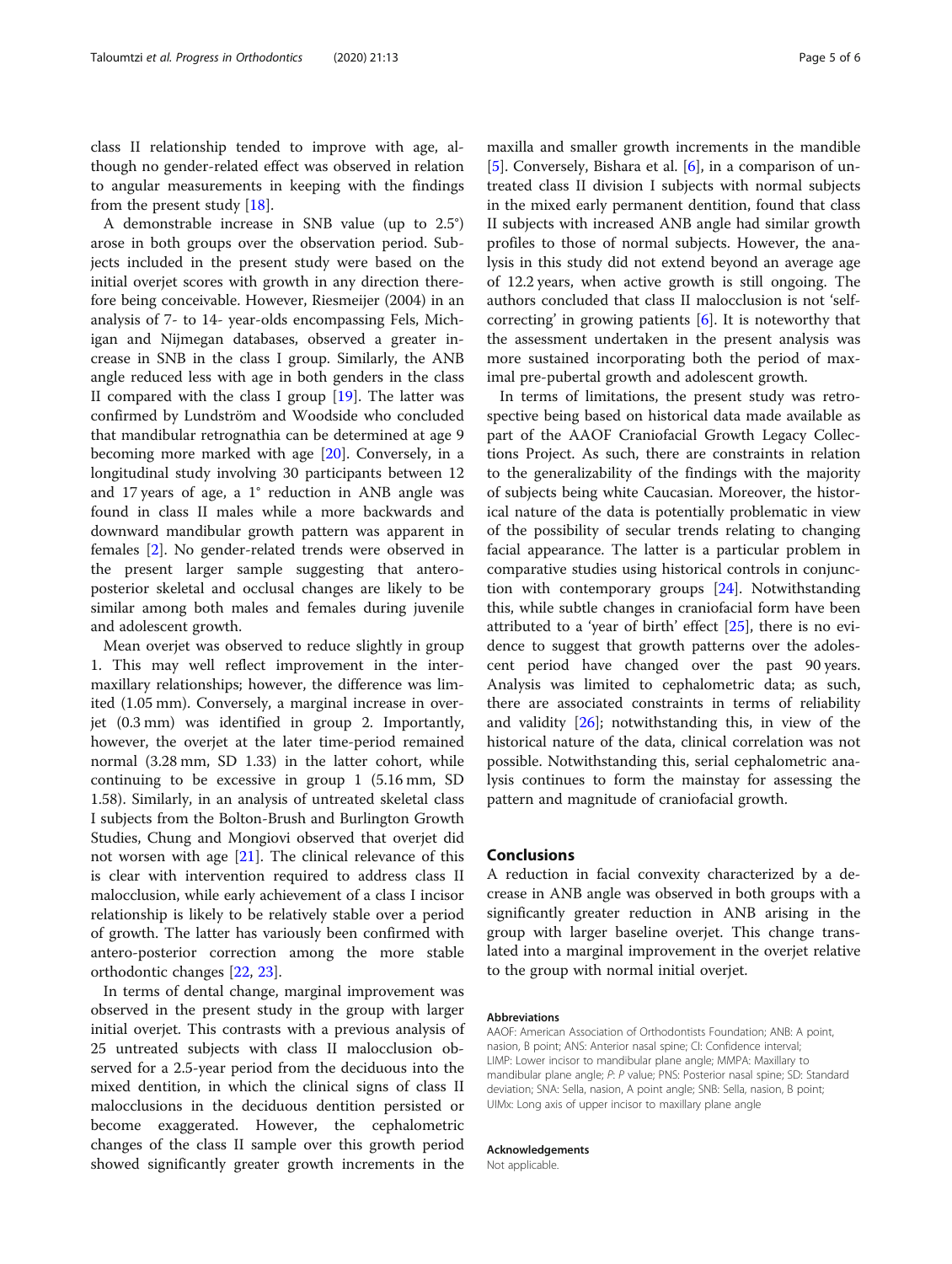class II relationship tended to improve with age, although no gender-related effect was observed in relation to angular measurements in keeping with the findings from the present study [18].

A demonstrable increase in SNB value (up to 2.5°) arose in both groups over the observation period. Subjects included in the present study were based on the initial overjet scores with growth in any direction therefore being conceivable. However, Riesmeijer (2004) in an analysis of 7- to 14- year-olds encompassing Fels, Michigan and Nijmegan databases, observed a greater increase in SNB in the class I group. Similarly, the ANB angle reduced less with age in both genders in the class II compared with the class I group [19]. The latter was confirmed by Lundström and Woodside who concluded that mandibular retrognathia can be determined at age 9 becoming more marked with age [20]. Conversely, in a longitudinal study involving 30 participants between 12 and 17 years of age, a 1° reduction in ANB angle was found in class II males while a more backwards and downward mandibular growth pattern was apparent in females [2]. No gender-related trends were observed in the present larger sample suggesting that antero-posterior skeletal and occlusal changes are likely to be similar among both males and females during juvenile and adolescent growth.

Mean overjet was observed to reduce slightly in group 1. This may well reflect improvement in the inter-maxillary relationships; however, the difference was limited (1.05 mm). Conversely, a marginal increase in overjet (0.3 mm) was identified in group 2. Importantly, however, the overjet at the later time-period remained normal (3.28 mm, SD 1.33) in the latter cohort, while continuing to be excessive in group 1 (5.16 mm, SD 1.58). Similarly, in an analysis of untreated skeletal class I subjects from the Bolton-Brush and Burlington Growth Studies, Chung and Mongiovi observed that overjet did not worsen with age [21]. The clinical relevance of this is clear with intervention required to address class II malocclusion, while early achievement of a class I incisor relationship is likely to be relatively stable over a period of growth. The latter has variously been confirmed with antero-posterior correction among the more stable orthodontic changes [22, 23].

In terms of dental change, marginal improvement was observed in the present study in the group with larger initial overjet. This contrasts with a previous analysis of 25 untreated subjects with class II malocclusion observed for a 2.5-year period from the deciduous into the mixed dentition, in which the clinical signs of class II malocclusions in the deciduous dentition persisted or become exaggerated. However, the cephalometric changes of the class II sample over this growth period showed significantly greater growth increments in the maxilla and smaller growth increments in the mandible [5]. Conversely, Bishara et al. [6], in a comparison of untreated class II division I subjects with normal subjects in the mixed early permanent dentition, found that class II subjects with increased ANB angle had similar growth profiles to those of normal subjects. However, the analysis in this study did not extend beyond an average age of 12.2 years, when active growth is still ongoing. The authors concluded that class II malocclusion is not 'self-correcting' in growing patients [6]. It is noteworthy that the assessment undertaken in the present analysis was more sustained incorporating both the period of maximal pre-pubertal growth and adolescent growth.

In terms of limitations, the present study was retrospective being based on historical data made available as part of the AAOF Craniofacial Growth Legacy Collections Project. As such, there are constraints in relation to the generalizability of the findings with the majority of subjects being white Caucasian. Moreover, the historical nature of the data is potentially problematic in view of the possibility of secular trends relating to changing facial appearance. The latter is a particular problem in comparative studies using historical controls in conjunction with contemporary groups [24]. Notwithstanding this, while subtle changes in craniofacial form have been attributed to a 'year of birth' effect [25], there is no evidence to suggest that growth patterns over the adolescent period have changed over the past 90 years. Analysis was limited to cephalometric; as such, there are associated constraints in terms of reliability and validity [26]; notwithstanding this, in view of the historical nature of the data, clinical correlation was not possible. Notwithstanding this, serial cephalometric analysis continues to form the mainstay for assessing the pattern and magnitude of craniofacial growth.

## Conclusions

A reduction in facial convexity characterized by a decrease in ANB angle was observed in both groups with a significantly greater reduction in ANB arising in the group with larger baseline overjet. This change translated into a marginal improvement in the overjet relative to the group with normal initial overjet.

#### Abbreviations

AAOF: American Association of Orthodontists Foundation; ANB: A point, nasion, B point; ANS: Anterior nasal spine; CI: Confidence interval; LIMP: Lower incisor to mandibular plane angle; MMPA: Maxillary to mandibular plane angle; *P*: *P* value; PNS: Posterior nasal spine; SD: Standard deviation; SNA: Sella, nasion, A point angle; SNB: Sella, nasion, B point; UIMx: Long axis of upper incisor to maxillary plane angle

#### Acknowledgements

Not applicable.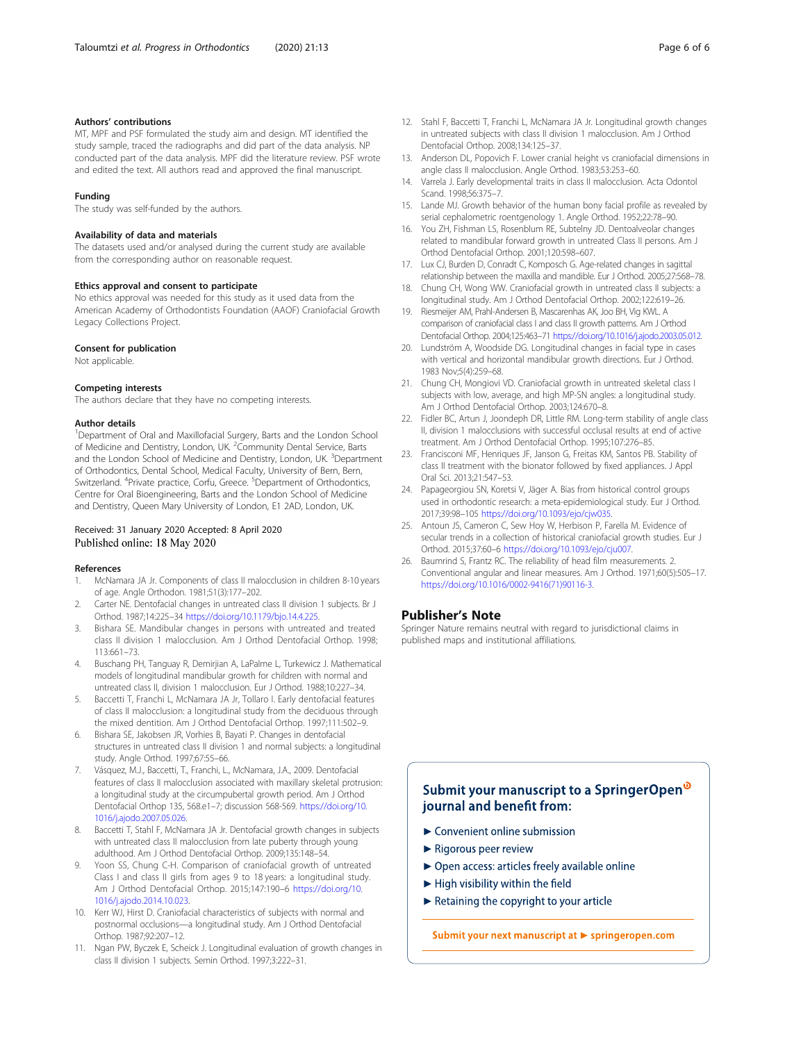### Authors' contributions

MT, MPF and PSF formulated the study aim and design. MT identified the study sample, traced the radiographs and did part of the data analysis. NP conducted part of the data analysis. MPF did the literature review. PSF wrote and edited the text. All authors read and approved the final manuscript.

### Funding

The study was self-funded by the authors.

### Availability of data and materials

The datasets used and/or analysed during the current study are available from the corresponding author on reasonable request.

### Ethics approval and consent to participate

No ethics approval was needed for this study as it used data from the American Academy of Orthodontists Foundation (AAOF) Craniofacial Growth Legacy Collections Project.

### Consent for publication

Not applicable.

### Competing interests

The authors declare that they have no competing interests.

### Author details

[1]Department of Oral and Maxillofacial Surgery, Barts and the London School of Medicine and Dentistry, London, UK. [2]Community Dental Service, Barts and the London School of Medicine and Dentistry, London, UK. [3]Department of Orthodontics, Dental School, Medical Faculty, University of Bern, Bern, Switzerland. [4]Private practice, Corfu, Greece. [5]Department of Orthodontics, Centre for Oral Bioengineering, Barts and the London School of Medicine and Dentistry, Queen Mary University of London, E1 2AD, London, UK.

Received: 31 January 2020 Accepted: 8 April 2020
Published online: 18 May 2020

### References

1. McNamara JA Jr. Components of class II malocclusion in children 8-10 years of age. Angle Orthodon. 1981;51(3):177–202.
2. Carter NE. Dentofacial changes in untreated class II division 1 subjects. Br J Orthod. 1987;14:225–34 https://doi.org/10.1179/bjo.14.4.225.
3. Bishara SE. Mandibular changes in persons with untreated and treated class II division 1 malocclusion. Am J Orthod Dentofacial Orthop. 1998; 113:661–73.
4. Buschang PH, Tanguay R, Demirjian A, LaPalme L, Turkewicz J. Mathematical models of longitudinal mandibular growth for children with normal and untreated class II, division 1 malocclusion. Eur J Orthod. 1988;10:227–34.
5. Baccetti T, Franchi L, McNamara JA Jr, Tollaro I. Early dentofacial features of class II malocclusion: a longitudinal study from the deciduous through the mixed dentition. Am J Orthod Dentofacial Orthop. 1997;111:502–9.
6. Bishara SE, Jakobsen JR, Vorhies B, Bayati P. Changes in dentofacial structures in untreated class II division 1 and normal subjects: a longitudinal study. Angle Orthod. 1997;67:55–66.
7. Vásquez, M.J., Baccetti, T., Franchi, L., McNamara, J.A., 2009. Dentofacial features of class II malocclusion associated with maxillary skeletal protrusion: a longitudinal study at the circumpubertal growth period. Am J Orthod Dentofacial Orthop 135, 568.e1–7; discussion 568-569. https://doi.org/10.1016/j.ajodo.2007.05.026.
8. Baccetti T, Stahl F, McNamara JA Jr. Dentofacial growth changes in subjects with untreated class II malocclusion from late puberty through young adulthood. Am J Orthod Dentofacial Orthop. 2009;135:148–54.
9. Yoon SS, Chung C-H. Comparison of craniofacial growth of untreated Class I and class II girls from ages 9 to 18 years: a longitudinal study. Am J Orthod Dentofacial Orthop. 2015;147:190–6 https://doi.org/10.1016/j.ajodo.2014.10.023.
10. Kerr WJ, Hirst D. Craniofacial characteristics of subjects with normal and postnormal occlusions—a longitudinal study. Am J Orthod Dentofacial Orthop. 1987;92:207–12.
11. Ngan PW, Byczek E, Scheick J. Longitudinal evaluation of growth changes in class II division 1 subjects. Semin Orthod. 1997;3:222–31.
12. Stahl F, Baccetti T, Franchi L, McNamara JA Jr. Longitudinal growth changes in untreated subjects with class II division 1 malocclusion. Am J Orthod Dentofacial Orthop. 2008;134:125–37.
13. Anderson DL, Popovich F. Lower cranial height vs craniofacial dimensions in angle class II malocclusion. Angle Orthod. 1983;53:253–60.
14. Varrela J. Early developmental traits in class II malocclusion. Acta Odontol Scand. 1998;56:375–7.
15. Lande MJ. Growth behavior of the human bony facial profile as revealed by serial cephalometric roentgenology 1. Angle Orthod. 1952;22:78–90.
16. You ZH, Fishman LS, Rosenblum RE, Subtelny JD. Dentoalveolar changes related to mandibular forward growth in untreated Class II persons. Am J Orthod Dentofacial Orthop. 2001;120:598–607.
17. Lux CJ, Burden D, Conradt C, Komposch G. Age-related changes in sagittal relationship between the maxilla and mandible. Eur J Orthod. 2005;27:568–78.
18. Chung CH, Wong WW. Craniofacial growth in untreated class II subjects: a longitudinal study. Am J Orthod Dentofacial Orthop. 2002;122:619–26.
19. Riesmeijer AM, Prahl-Andersen B, Mascarenhas AK, Joo BH, Vig KWL. A comparison of craniofacial class I and class II growth patterns. Am J Orthod Dentofacial Orthop. 2004;125:463–71 https://doi.org/10.1016/j.ajodo.2003.05.012.
20. Lundström A, Woodside DG. Longitudinal changes in facial type in cases with vertical and horizontal mandibular growth directions. Eur J Orthod. 1983 Nov;5(4):259–68.
21. Chung CH, Mongiovi VD. Craniofacial growth in untreated skeletal class I subjects with low, average, and high MP-SN angles: a longitudinal study. Am J Orthod Dentofacial Orthop. 2003;124:670–8.
22. Fidler BC, Artun J, Joondeph DR, Little RM. Long-term stability of angle class II, division 1 malocclusions with successful occlusal results at end of active treatment. Am J Orthod Dentofacial Orthop. 1995;107:276–85.
23. Francisconi MF, Henriques JF, Janson G, Freitas KM, Santos PB. Stability of class II treatment with the bionator followed by fixed appliances. J Appl Oral Sci. 2013;21:547–53.
24. Papageorgiou SN, Koretsi V, Jäger A. Bias from historical control groups used in orthodontic research: a meta-epidemiological study. Eur J Orthod. 2017;39:98–105 https://doi.org/10.1093/ejo/cjw035.
25. Antoun JS, Cameron C, Sew Hoy W, Herbison P, Farella M. Evidence of secular trends in a collection of historical craniofacial growth studies. Eur J Orthod. 2015;37:60–6 https://doi.org/10.1093/ejo/cju007.
26. Baumrind S, Frantz RC. The reliability of head film measurements. 2. Conventional angular and linear measures. Am J Orthod. 1971;60(5):505–17. https://doi.org/10.1016/0002-9416(71)90116-3.

## Publisher's Note

Springer Nature remains neutral with regard to jurisdictional claims in published maps and institutional affiliations.

**Submit your manuscript to a SpringerOpen journal and benefit from:**

- ► Convenient online submission
- ► Rigorous peer review
- ► Open access: articles freely available online
- ► High visibility within the field
- ► Retaining the copyright to your article

**Submit your next manuscript at ► springeropen.com**